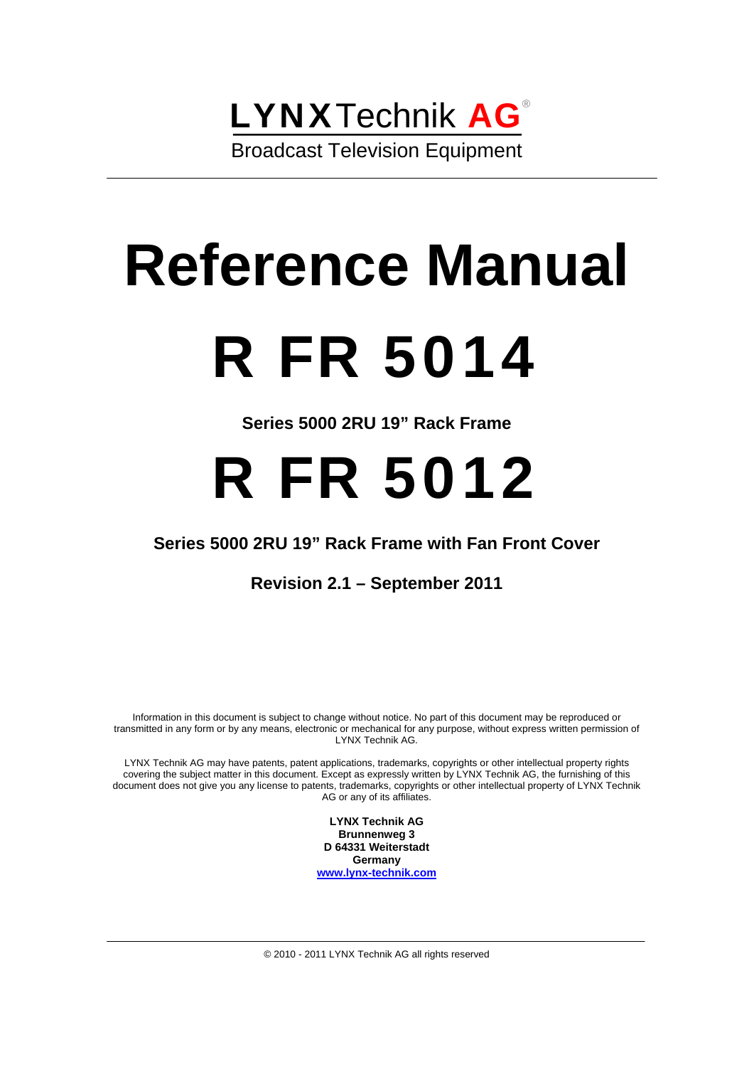**LYNX**Technik **AG**®

Broadcast Television Equipment

---

# Reference Manual

# R FR 5014

**Series 5000 2RU 19" Rack Frame**

# R FR 5012

**Series 5000 2RU 19" Rack Frame with Fan Front Cover**

**Revision 2.1 – September 2011**

Information in this document is subject to change without notice. No part of this document may be reproduced or transmitted in any form or by any means, electronic or mechanical for any purpose, without express written permission of LYNX Technik AG.

LYNX Technik AG may have patents, patent applications, trademarks, copyrights or other intellectual property rights covering the subject matter in this document. Except as expressly written by LYNX Technik AG, the furnishing of this document does not give you any license to patents, trademarks, copyrights or other intellectual property of LYNX Technik AG or any of its affiliates.

**LYNX Technik AG**
**Brunnenweg 3**
**D 64331 Weiterstadt**
**Germany**
**www.lynx-technik.com**

---

© 2010 - 2011 LYNX Technik AG all rights reserved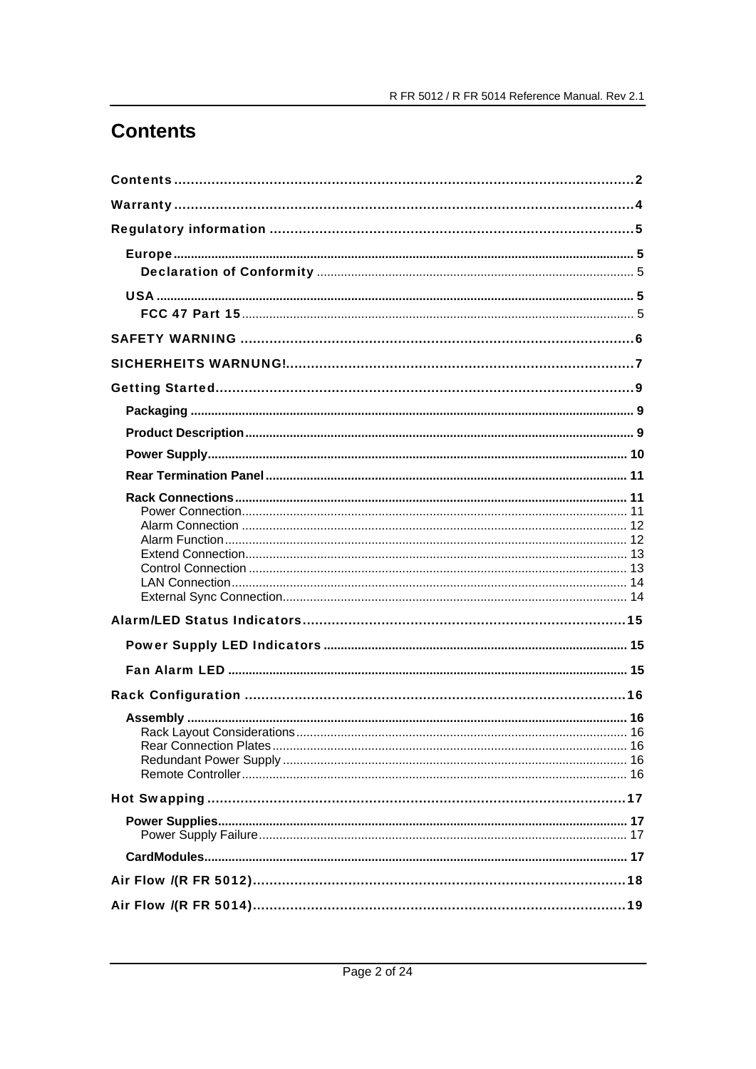# Contents

Contents ............................................................ 2

Warranty ............................................................ 4

Regulatory information ............................................................ 5

- Europe ............................................................ 5
  - Declaration of Conformity ............................................................ 5
- USA ............................................................ 5
  - FCC 47 Part 15 ............................................................ 5

SAFETY WARNING ............................................................ 6

SICHERHEITS WARNUNG! ............................................................ 7

Getting Started ............................................................ 9

- Packaging ............................................................ 9
- Product Description ............................................................ 9
- Power Supply ............................................................ 10
- Rear Termination Panel ............................................................ 11
- Rack Connections ............................................................ 11
  - Power Connection ............................................................ 11
  - Alarm Connection ............................................................ 12
  - Alarm Function ............................................................ 12
  - Extend Connection ............................................................ 13
  - Control Connection ............................................................ 13
  - LAN Connection ............................................................ 14
  - External Sync Connection ............................................................ 14

Alarm/LED Status Indicators ............................................................ 15

- Power Supply LED Indicators ............................................................ 15
- Fan Alarm LED ............................................................ 15

Rack Configuration ............................................................ 16

- Assembly ............................................................ 16
  - Rack Layout Considerations ............................................................ 16
  - Rear Connection Plates ............................................................ 16
  - Redundant Power Supply ............................................................ 16
  - Remote Controller ............................................................ 16

Hot Swapping ............................................................ 17

- Power Supplies ............................................................ 17
  - Power Supply Failure ............................................................ 17
- CardModules ............................................................ 17

Air Flow /(R FR 5012) ............................................................ 18

Air Flow /(R FR 5014) ............................................................ 19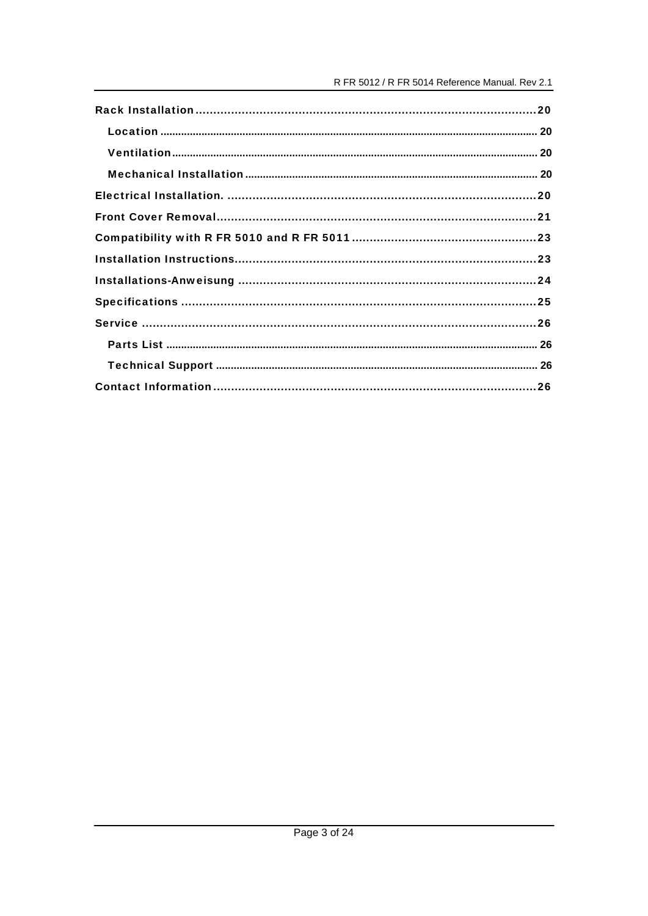Rack Installation ........................................................................................20

Location ........................................................................................................ 20

Ventilation ..................................................................................................... 20

Mechanical Installation .................................................................................. 20

Electrical Installation. ....................................................................................20

Front Cover Removal.......................................................................................21

Compatibility with R FR 5010 and R FR 5011 ....................................................23

Installation Instructions...................................................................................23

Installations-Anweisung ..................................................................................24

Specifications .................................................................................................25

Service ...........................................................................................................26

Parts List ....................................................................................................... 26

Technical Support ........................................................................................... 26

Contact Information ........................................................................................26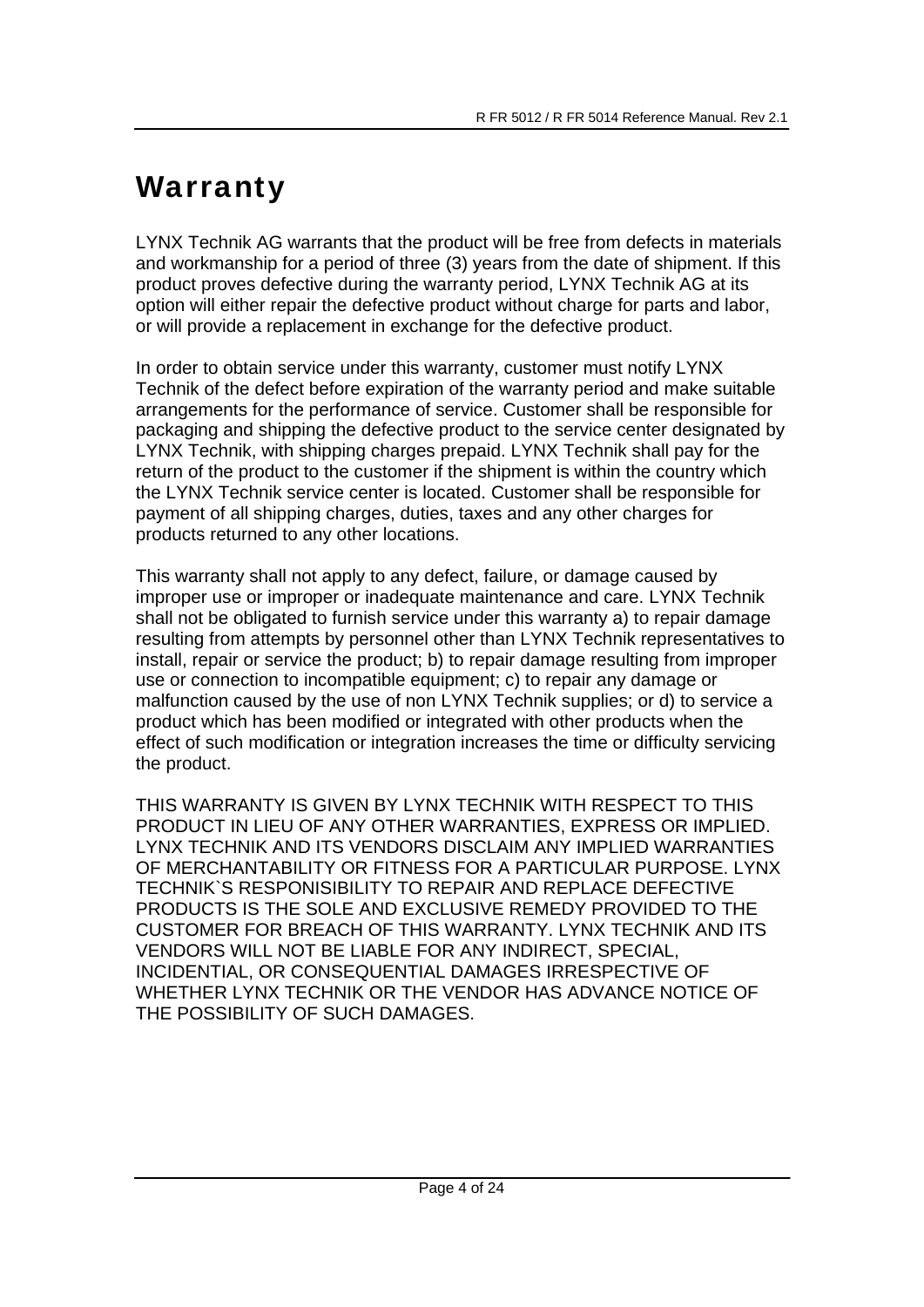# Warranty

LYNX Technik AG warrants that the product will be free from defects in materials and workmanship for a period of three (3) years from the date of shipment. If this product proves defective during the warranty period, LYNX Technik AG at its option will either repair the defective product without charge for parts and labor, or will provide a replacement in exchange for the defective product.

In order to obtain service under this warranty, customer must notify LYNX Technik of the defect before expiration of the warranty period and make suitable arrangements for the performance of service. Customer shall be responsible for packaging and shipping the defective product to the service center designated by LYNX Technik, with shipping charges prepaid. LYNX Technik shall pay for the return of the product to the customer if the shipment is within the country which the LYNX Technik service center is located. Customer shall be responsible for payment of all shipping charges, duties, taxes and any other charges for products returned to any other locations.

This warranty shall not apply to any defect, failure, or damage caused by improper use or improper or inadequate maintenance and care. LYNX Technik shall not be obligated to furnish service under this warranty a) to repair damage resulting from attempts by personnel other than LYNX Technik representatives to install, repair or service the product; b) to repair damage resulting from improper use or connection to incompatible equipment; c) to repair any damage or malfunction caused by the use of non LYNX Technik supplies; or d) to service a product which has been modified or integrated with other products when the effect of such modification or integration increases the time or difficulty servicing the product.

THIS WARRANTY IS GIVEN BY LYNX TECHNIK WITH RESPECT TO THIS PRODUCT IN LIEU OF ANY OTHER WARRANTIES, EXPRESS OR IMPLIED. LYNX TECHNIK AND ITS VENDORS DISCLAIM ANY IMPLIED WARRANTIES OF MERCHANTABILITY OR FITNESS FOR A PARTICULAR PURPOSE. LYNX TECHNIK`S RESPONISIBILITY TO REPAIR AND REPLACE DEFECTIVE PRODUCTS IS THE SOLE AND EXCLUSIVE REMEDY PROVIDED TO THE CUSTOMER FOR BREACH OF THIS WARRANTY. LYNX TECHNIK AND ITS VENDORS WILL NOT BE LIABLE FOR ANY INDIRECT, SPECIAL, INCIDENTIAL, OR CONSEQUENTIAL DAMAGES IRRESPECTIVE OF WHETHER LYNX TECHNIK OR THE VENDOR HAS ADVANCE NOTICE OF THE POSSIBILITY OF SUCH DAMAGES.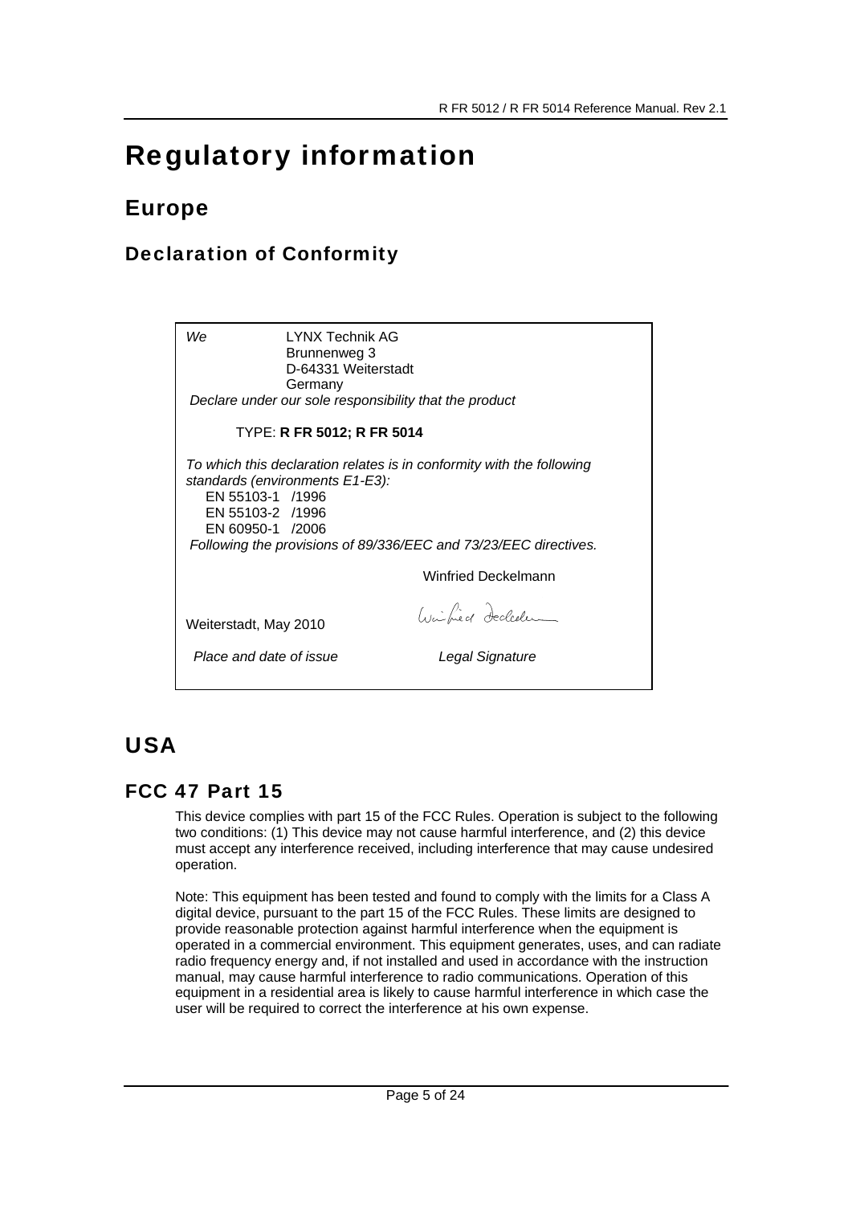# Regulatory information

## Europe

### Declaration of Conformity

*We* LYNX Technik AG
Brunnenweg 3
D-64331 Weiterstadt
Germany

*Declare under our sole responsibility that the product*

TYPE: **R FR 5012; R FR 5014**

*To which this declaration relates is in conformity with the following standards (environments E1-E3):*

EN 55103-1 /1996
EN 55103-2 /1996
EN 60950-1 /2006

*Following the provisions of 89/336/EEC and 73/23/EEC directives.*

Winfried Deckelmann

Weiterstadt, May 2010

*Place and date of issue* *Legal Signature*

## USA

### FCC 47 Part 15

This device complies with part 15 of the FCC Rules. Operation is subject to the following two conditions: (1) This device may not cause harmful interference, and (2) this device must accept any interference received, including interference that may cause undesired operation.

Note: This equipment has been tested and found to comply with the limits for a Class A digital device, pursuant to the part 15 of the FCC Rules. These limits are designed to provide reasonable protection against harmful interference when the equipment is operated in a commercial environment. This equipment generates, uses, and can radiate radio frequency energy and, if not installed and used in accordance with the instruction manual, may cause harmful interference to radio communications. Operation of this equipment in a residential area is likely to cause harmful interference in which case the user will be required to correct the interference at his own expense.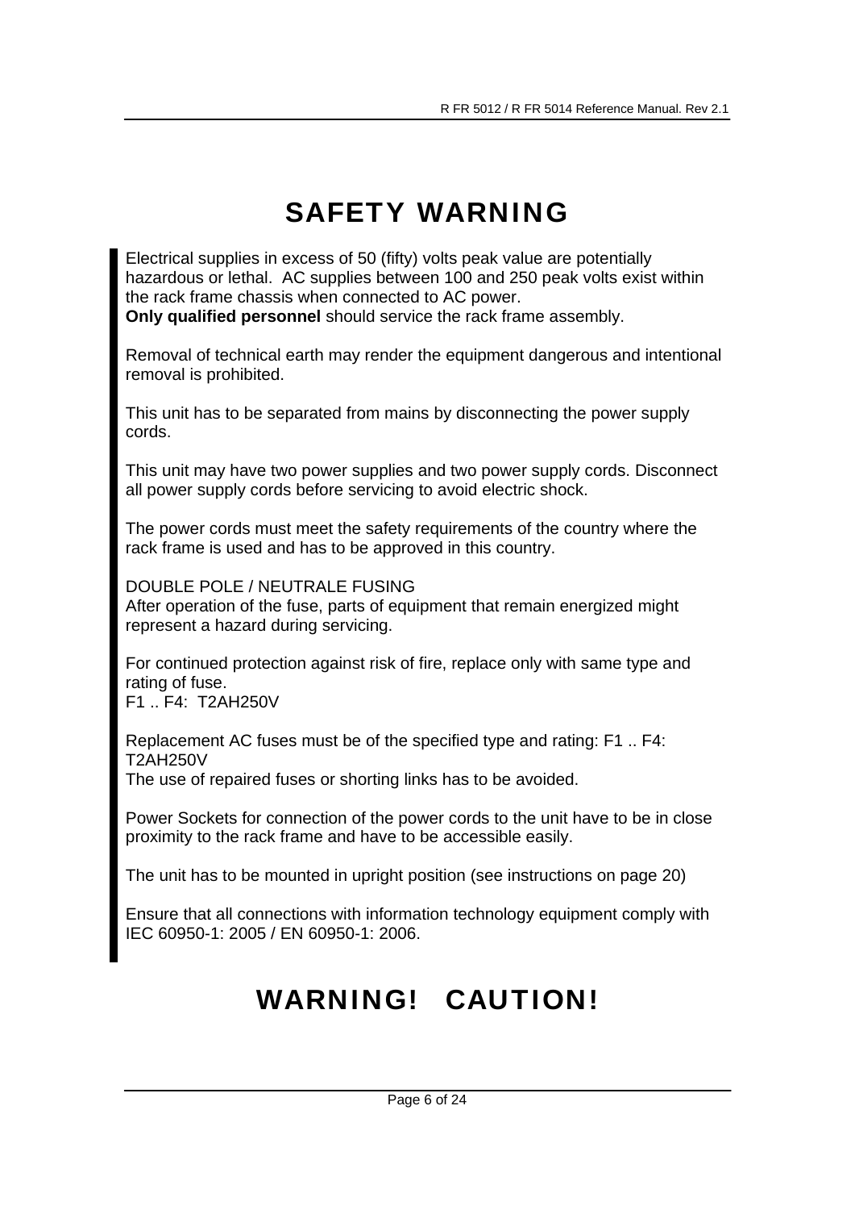# SAFETY WARNING

Electrical supplies in excess of 50 (fifty) volts peak value are potentially hazardous or lethal. AC supplies between 100 and 250 peak volts exist within the rack frame chassis when connected to AC power.
**Only qualified personnel** should service the rack frame assembly.

Removal of technical earth may render the equipment dangerous and intentional removal is prohibited.

This unit has to be separated from mains by disconnecting the power supply cords.

This unit may have two power supplies and two power supply cords. Disconnect all power supply cords before servicing to avoid electric shock.

The power cords must meet the safety requirements of the country where the rack frame is used and has to be approved in this country.

DOUBLE POLE / NEUTRALE FUSING
After operation of the fuse, parts of equipment that remain energized might represent a hazard during servicing.

For continued protection against risk of fire, replace only with same type and rating of fuse.
F1 .. F4: T2AH250V

Replacement AC fuses must be of the specified type and rating: F1 .. F4: T2AH250V
The use of repaired fuses or shorting links has to be avoided.

Power Sockets for connection of the power cords to the unit have to be in close proximity to the rack frame and have to be accessible easily.

The unit has to be mounted in upright position (see instructions on page 20)

Ensure that all connections with information technology equipment comply with IEC 60950-1: 2005 / EN 60950-1: 2006.

# WARNING! CAUTION!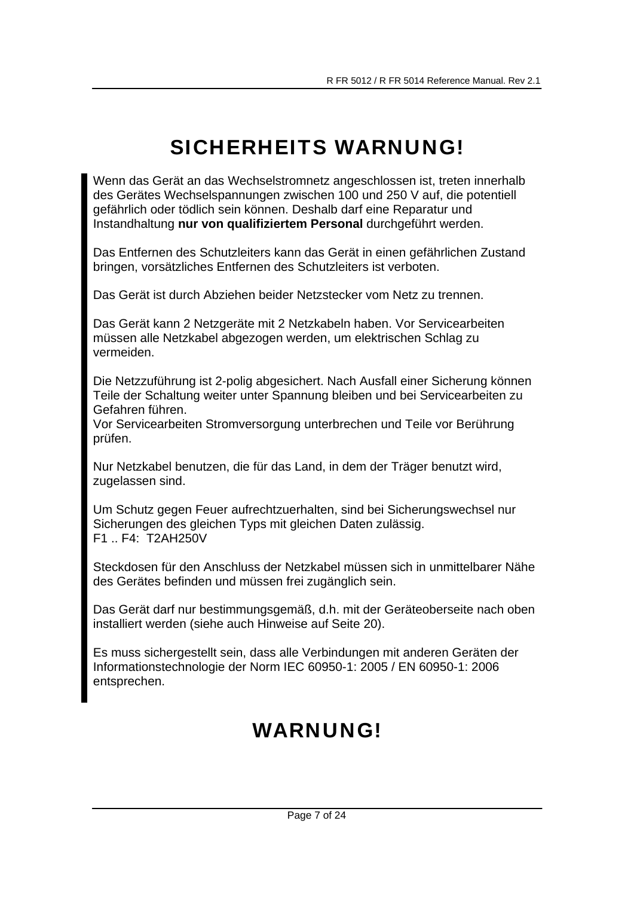# SICHERHEITS WARNUNG!

Wenn das Gerät an das Wechselstromnetz angeschlossen ist, treten innerhalb des Gerätes Wechselspannungen zwischen 100 und 250 V auf, die potentiell gefährlich oder tödlich sein können. Deshalb darf eine Reparatur und Instandhaltung **nur von qualifiziertem Personal** durchgeführt werden.

Das Entfernen des Schutzleiters kann das Gerät in einen gefährlichen Zustand bringen, vorsätzliches Entfernen des Schutzleiters ist verboten.

Das Gerät ist durch Abziehen beider Netzstecker vom Netz zu trennen.

Das Gerät kann 2 Netzgeräte mit 2 Netzkabeln haben. Vor Servicearbeiten müssen alle Netzkabel abgezogen werden, um elektrischen Schlag zu vermeiden.

Die Netzzuführung ist 2-polig abgesichert. Nach Ausfall einer Sicherung können Teile der Schaltung weiter unter Spannung bleiben und bei Servicearbeiten zu Gefahren führen.
Vor Servicearbeiten Stromversorgung unterbrechen und Teile vor Berührung prüfen.

Nur Netzkabel benutzen, die für das Land, in dem der Träger benutzt wird, zugelassen sind.

Um Schutz gegen Feuer aufrechtzuerhalten, sind bei Sicherungswechsel nur Sicherungen des gleichen Typs mit gleichen Daten zulässig.
F1 .. F4: T2AH250V

Steckdosen für den Anschluss der Netzkabel müssen sich in unmittelbarer Nähe des Gerätes befinden und müssen frei zugänglich sein.

Das Gerät darf nur bestimmungsgemäß, d.h. mit der Geräteoberseite nach oben installiert werden (siehe auch Hinweise auf Seite 20).

Es muss sichergestellt sein, dass alle Verbindungen mit anderen Geräten der Informationstechnologie der Norm IEC 60950-1: 2005 / EN 60950-1: 2006 entsprechen.

# WARNUNG!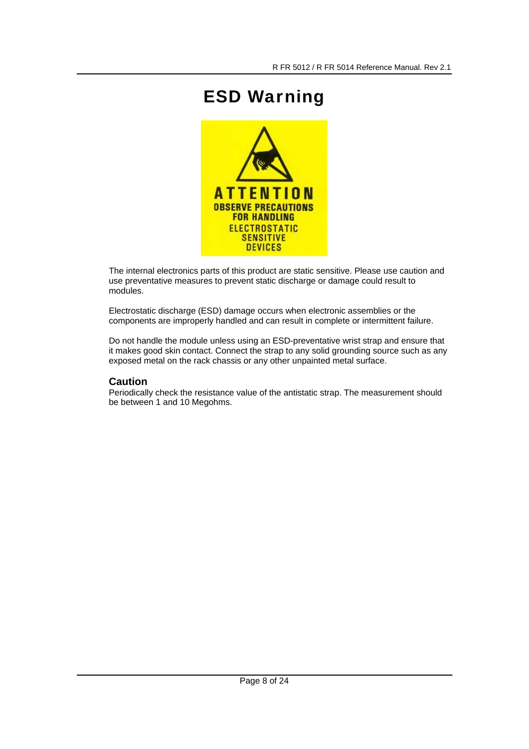# ESD Warning

ATTENTION
OBSERVE PRECAUTIONS FOR HANDLING ELECTROSTATIC SENSITIVE DEVICES

The internal electronics parts of this product are static sensitive. Please use caution and use preventative measures to prevent static discharge or damage could result to modules.

Electrostatic discharge (ESD) damage occurs when electronic assemblies or the components are improperly handled and can result in complete or intermittent failure.

Do not handle the module unless using an ESD-preventative wrist strap and ensure that it makes good skin contact. Connect the strap to any solid grounding source such as any exposed metal on the rack chassis or any other unpainted metal surface.

### Caution

Periodically check the resistance value of the antistatic strap. The measurement should be between 1 and 10 Megohms.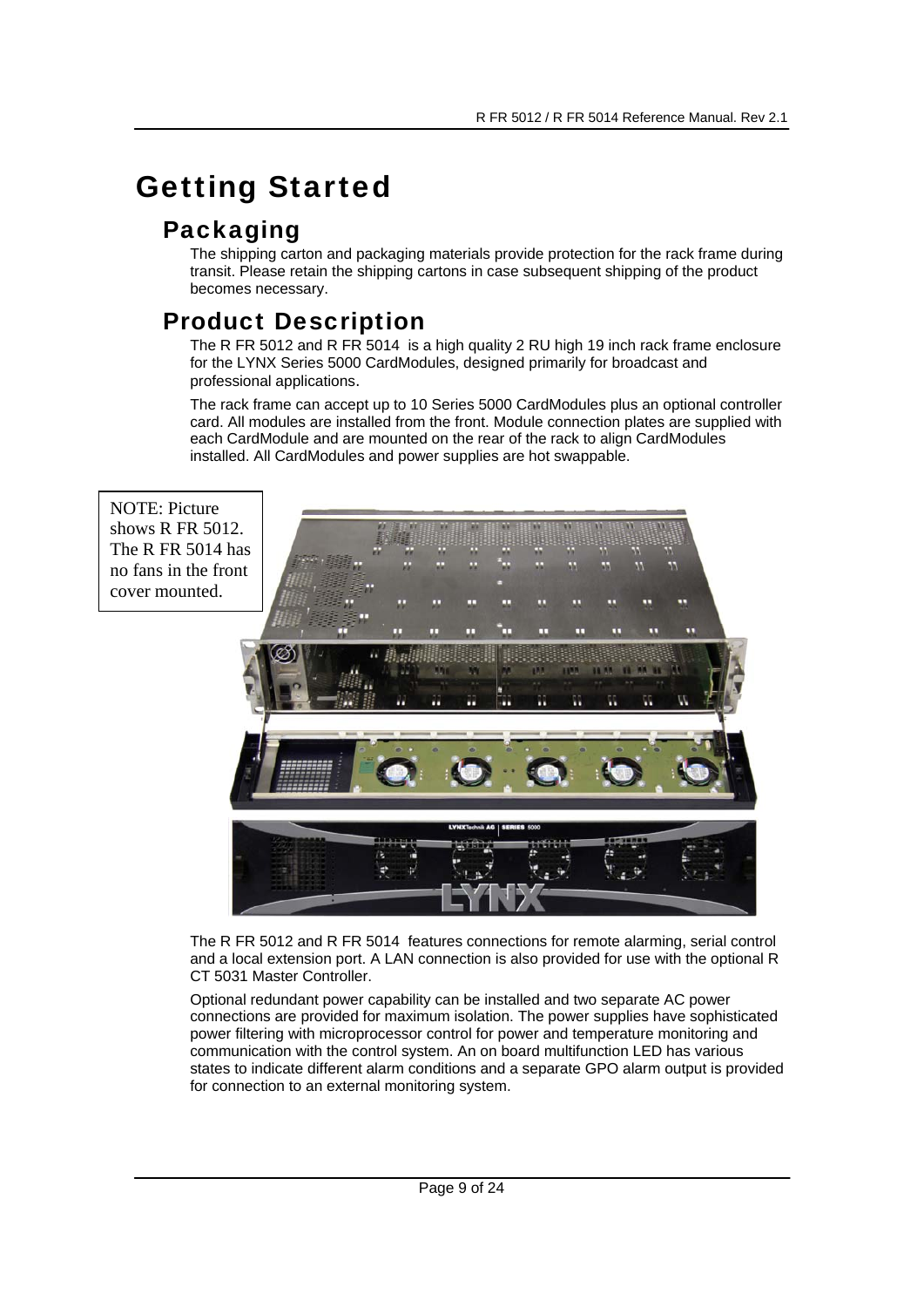# Getting Started

## Packaging

The shipping carton and packaging materials provide protection for the rack frame during transit. Please retain the shipping cartons in case subsequent shipping of the product becomes necessary.

## Product Description

The R FR 5012 and R FR 5014 is a high quality 2 RU high 19 inch rack frame enclosure for the LYNX Series 5000 CardModules, designed primarily for broadcast and professional applications.

The rack frame can accept up to 10 Series 5000 CardModules plus an optional controller card. All modules are installed from the front. Module connection plates are supplied with each CardModule and are mounted on the rear of the rack to align CardModules installed. All CardModules and power supplies are hot swappable.

NOTE: Picture shows R FR 5012. The R FR 5014 has no fans in the front cover mounted.

The R FR 5012 and R FR 5014 features connections for remote alarming, serial control and a local extension port. A LAN connection is also provided for use with the optional R CT 5031 Master Controller.

Optional redundant power capability can be installed and two separate AC power connections are provided for maximum isolation. The power supplies have sophisticated power filtering with microprocessor control for power and temperature monitoring and communication with the control system. An on board multifunction LED has various states to indicate different alarm conditions and a separate GPO alarm output is provided for connection to an external monitoring system.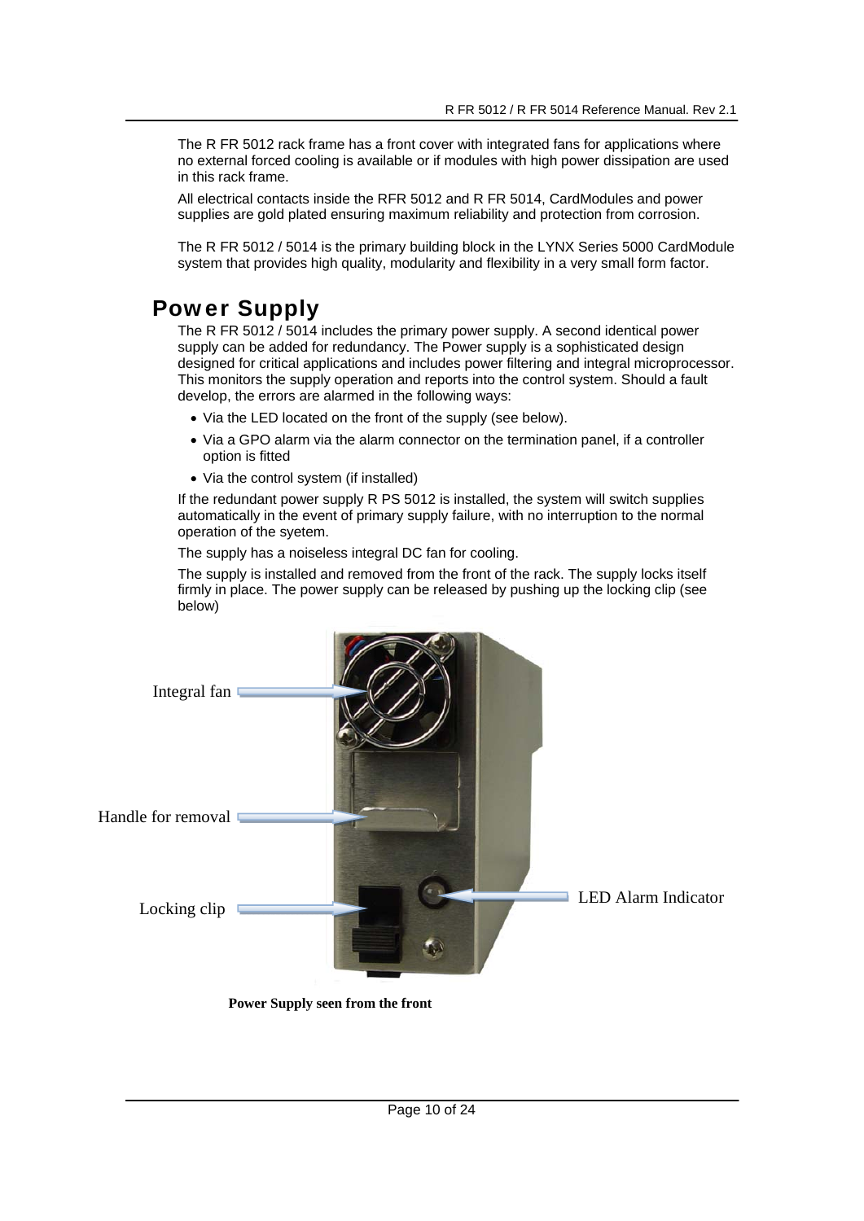The R FR 5012 rack frame has a front cover with integrated fans for applications where no external forced cooling is available or if modules with high power dissipation are used in this rack frame.

All electrical contacts inside the RFR 5012 and R FR 5014, CardModules and power supplies are gold plated ensuring maximum reliability and protection from corrosion.

The R FR 5012 / 5014 is the primary building block in the LYNX Series 5000 CardModule system that provides high quality, modularity and flexibility in a very small form factor.

## Power Supply

The R FR 5012 / 5014 includes the primary power supply. A second identical power supply can be added for redundancy. The Power supply is a sophisticated design designed for critical applications and includes power filtering and integral microprocessor. This monitors the supply operation and reports into the control system. Should a fault develop, the errors are alarmed in the following ways:

- Via the LED located on the front of the supply (see below).
- Via a GPO alarm via the alarm connector on the termination panel, if a controller option is fitted
- Via the control system (if installed)

If the redundant power supply R PS 5012 is installed, the system will switch supplies automatically in the event of primary supply failure, with no interruption to the normal operation of the syetem.

The supply has a noiseless integral DC fan for cooling.

The supply is installed and removed from the front of the rack. The supply locks itself firmly in place. The power supply can be released by pushing up the locking clip (see below)

Integral fan

Handle for removal

Locking clip

LED Alarm Indicator

**Power Supply seen from the front**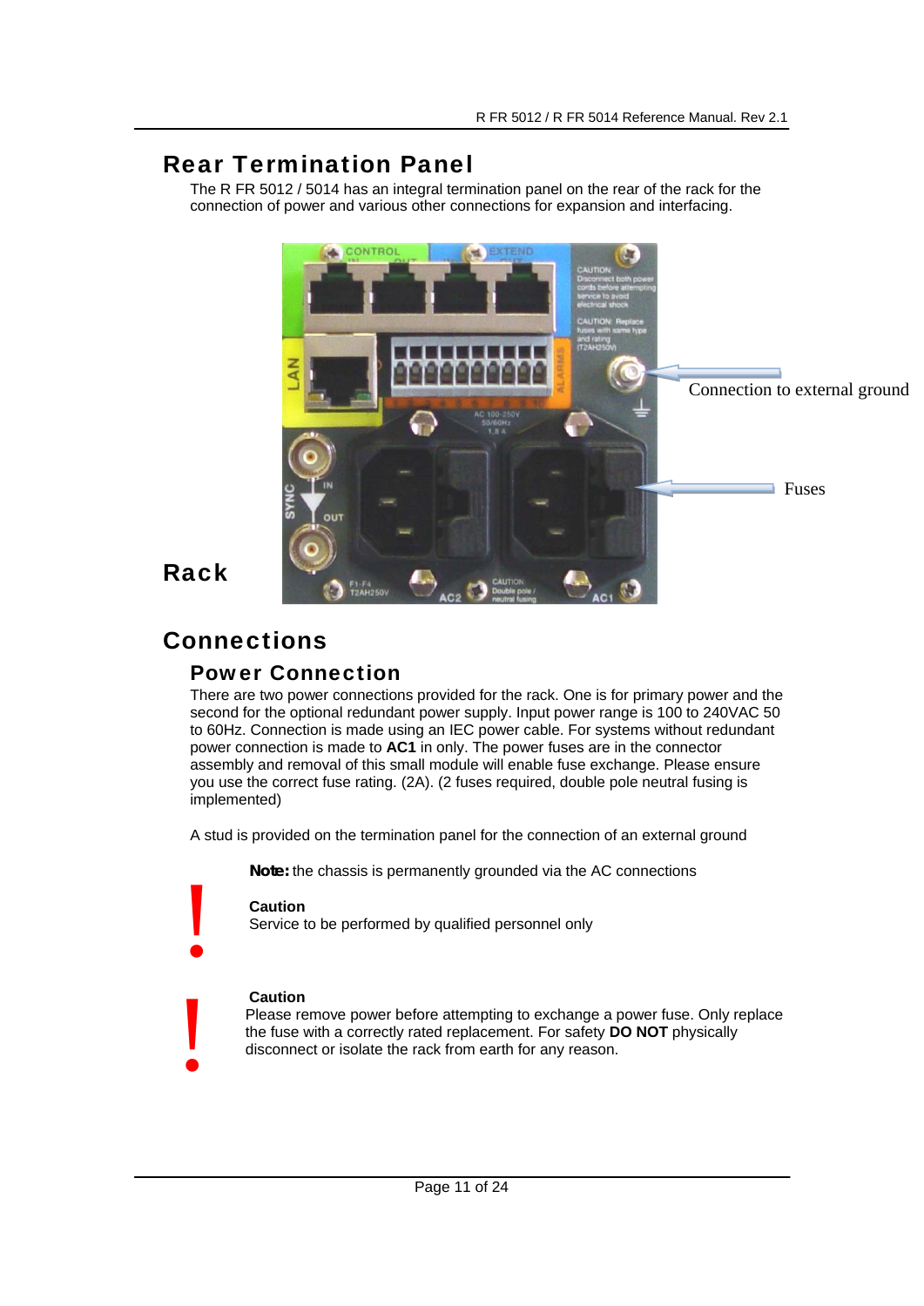## Rear Termination Panel

The R FR 5012 / 5014 has an integral termination panel on the rear of the rack for the connection of power and various other connections for expansion and interfacing.

Connection to external ground

Fuses

## Rack Connections

### Power Connection

There are two power connections provided for the rack. One is for primary power and the second for the optional redundant power supply. Input power range is 100 to 240VAC 50 to 60Hz. Connection is made using an IEC power cable. For systems without redundant power connection is made to **AC1** in only. The power fuses are in the connector assembly and removal of this small module will enable fuse exchange. Please ensure you use the correct fuse rating. (2A). (2 fuses required, double pole neutral fusing is implemented)

A stud is provided on the termination panel for the connection of an external ground

**Note:** the chassis is permanently grounded via the AC connections

**Caution**
Service to be performed by qualified personnel only

**Caution**
Please remove power before attempting to exchange a power fuse. Only replace the fuse with a correctly rated replacement. For safety **DO NOT** physically disconnect or isolate the rack from earth for any reason.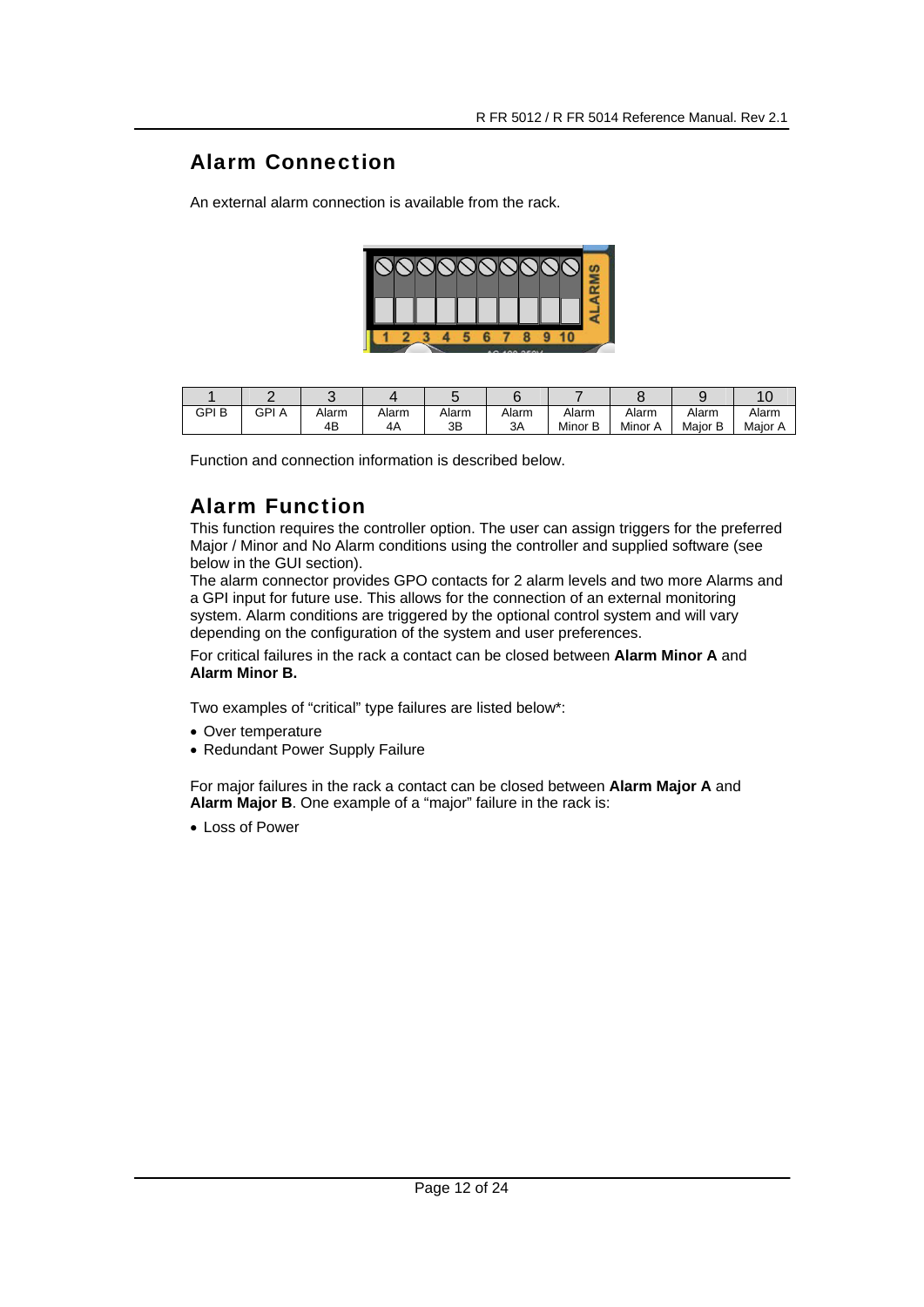## Alarm Connection

An external alarm connection is available from the rack.

| 1 | 2 | 3 | 4 | 5 | 6 | 7 | 8 | 9 | 10 |
|---|---|---|---|---|---|---|---|---|---|
| GPI B | GPI A | Alarm 4B | Alarm 4A | Alarm 3B | Alarm 3A | Alarm Minor B | Alarm Minor A | Alarm Major B | Alarm Major A |

Function and connection information is described below.

## Alarm Function

This function requires the controller option. The user can assign triggers for the preferred Major / Minor and No Alarm conditions using the controller and supplied software (see below in the GUI section).
The alarm connector provides GPO contacts for 2 alarm levels and two more Alarms and a GPI input for future use. This allows for the connection of an external monitoring system. Alarm conditions are triggered by the optional control system and will vary depending on the configuration of the system and user preferences.

For critical failures in the rack a contact can be closed between **Alarm Minor A** and **Alarm Minor B.**

Two examples of "critical" type failures are listed below*:

- Over temperature
- Redundant Power Supply Failure

For major failures in the rack a contact can be closed between **Alarm Major A** and **Alarm Major B**. One example of a "major" failure in the rack is:

- Loss of Power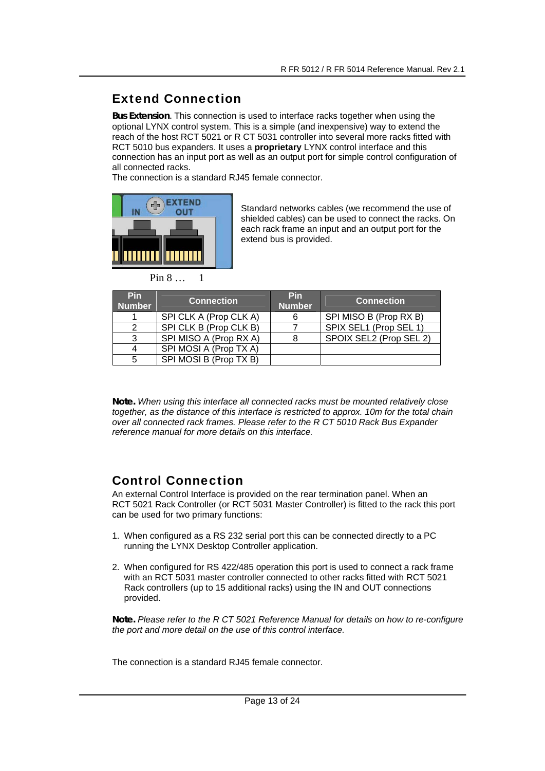## Extend Connection

**Bus Extension**. This connection is used to interface racks together when using the optional LYNX control system. This is a simple (and inexpensive) way to extend the reach of the host RCT 5021 or R CT 5031 controller into several more racks fitted with RCT 5010 bus expanders. It uses a **proprietary** LYNX control interface and this connection has an input port as well as an output port for simple control configuration of all connected racks.
The connection is a standard RJ45 female connector.

Standard networks cables (we recommend the use of shielded cables) can be used to connect the racks. On each rack frame an input and an output port for the extend bus is provided.

Pin 8 … 1

| Pin Number | Connection | Pin Number | Connection |
|---|---|---|---|
| 1 | SPI CLK A (Prop CLK A) | 6 | SPI MISO B (Prop RX B) |
| 2 | SPI CLK B (Prop CLK B) | 7 | SPIX SEL1 (Prop SEL 1) |
| 3 | SPI MISO A (Prop RX A) | 8 | SPOIX SEL2 (Prop SEL 2) |
| 4 | SPI MOSI A (Prop TX A) | | |
| 5 | SPI MOSI B (Prop TX B) | | |

**Note.** *When using this interface all connected racks must be mounted relatively close together, as the distance of this interface is restricted to approx. 10m for the total chain over all connected rack frames. Please refer to the R CT 5010 Rack Bus Expander reference manual for more details on this interface.*

## Control Connection

An external Control Interface is provided on the rear termination panel. When an RCT 5021 Rack Controller (or RCT 5031 Master Controller) is fitted to the rack this port can be used for two primary functions:

1. When configured as a RS 232 serial port this can be connected directly to a PC running the LYNX Desktop Controller application.

2. When configured for RS 422/485 operation this port is used to connect a rack frame with an RCT 5031 master controller connected to other racks fitted with RCT 5021 Rack controllers (up to 15 additional racks) using the IN and OUT connections provided.

**Note.** *Please refer to the R CT 5021 Reference Manual for details on how to re-configure the port and more detail on the use of this control interface.*

The connection is a standard RJ45 female connector.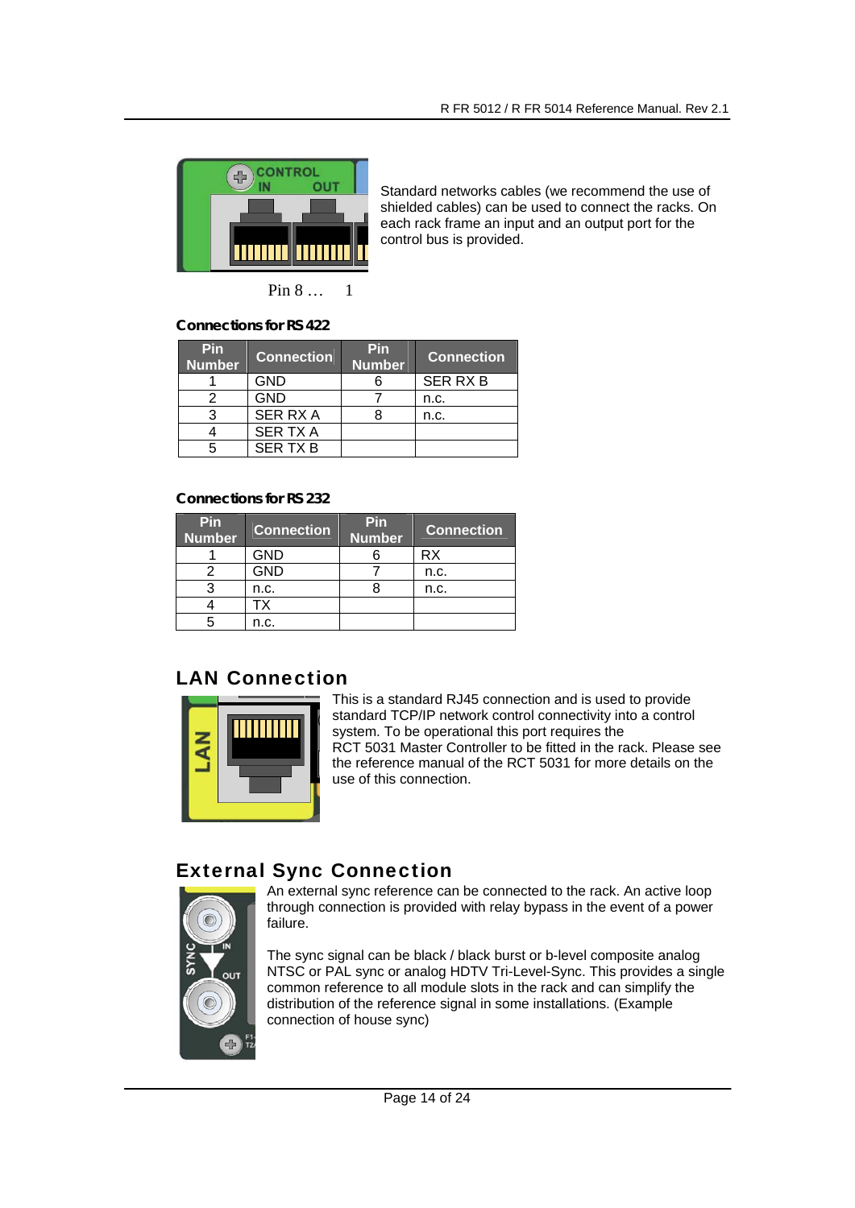Standard networks cables (we recommend the use of shielded cables) can be used to connect the racks. On each rack frame an input and an output port for the control bus is provided.

Pin 8 … 1

**Connections for RS 422**

| Pin Number | Connection | Pin Number | Connection |
|---|---|---|---|
| 1 | GND | 6 | SER RX B |
| 2 | GND | 7 | n.c. |
| 3 | SER RX A | 8 | n.c. |
| 4 | SER TX A | | |
| 5 | SER TX B | | |

**Connections for RS 232**

| Pin Number | Connection | Pin Number | Connection |
|---|---|---|---|
| 1 | GND | 6 | RX |
| 2 | GND | 7 | n.c. |
| 3 | n.c. | 8 | n.c. |
| 4 | TX | | |
| 5 | n.c. | | |

## LAN Connection

This is a standard RJ45 connection and is used to provide standard TCP/IP network control connectivity into a control system. To be operational this port requires the RCT 5031 Master Controller to be fitted in the rack. Please see the reference manual of the RCT 5031 for more details on the use of this connection.

## External Sync Connection

An external sync reference can be connected to the rack. An active loop through connection is provided with relay bypass in the event of a power failure.

The sync signal can be black / black burst or b-level composite analog NTSC or PAL sync or analog HDTV Tri-Level-Sync. This provides a single common reference to all module slots in the rack and can simplify the distribution of the reference signal in some installations. (Example connection of house sync)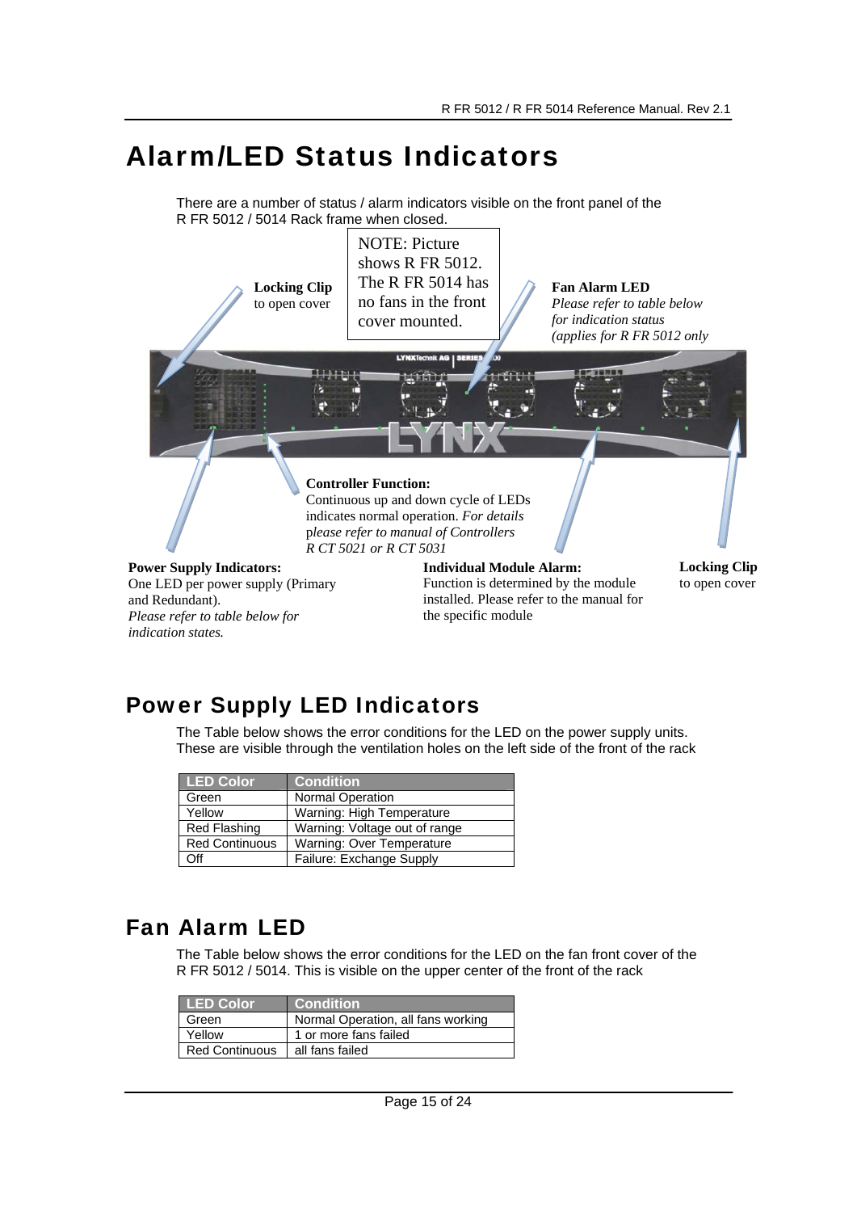# Alarm/LED Status Indicators

There are a number of status / alarm indicators visible on the front panel of the R FR 5012 / 5014 Rack frame when closed.

NOTE: Picture shows R FR 5012. The R FR 5014 has no fans in the front cover mounted.

**Locking Clip** to open cover

**Fan Alarm LED**
*Please refer to table below for indication status (applies for R FR 5012 only*

**Controller Function:**
Continuous up and down cycle of LEDs indicates normal operation. *For details please refer to manual of Controllers R CT 5021 or R CT 5031*

**Power Supply Indicators:**
One LED per power supply (Primary and Redundant).
*Please refer to table below for indication states.*

**Individual Module Alarm:**
Function is determined by the module installed. Please refer to the manual for the specific module

**Locking Clip** to open cover

## Power Supply LED Indicators

The Table below shows the error conditions for the LED on the power supply units. These are visible through the ventilation holes on the left side of the front of the rack

| LED Color | Condition |
|---|---|
| Green | Normal Operation |
| Yellow | Warning: High Temperature |
| Red Flashing | Warning: Voltage out of range |
| Red Continuous | Warning: Over Temperature |
| Off | Failure: Exchange Supply |

## Fan Alarm LED

The Table below shows the error conditions for the LED on the fan front cover of the R FR 5012 / 5014. This is visible on the upper center of the front of the rack

| LED Color | Condition |
|---|---|
| Green | Normal Operation, all fans working |
| Yellow | 1 or more fans failed |
| Red Continuous | all fans failed |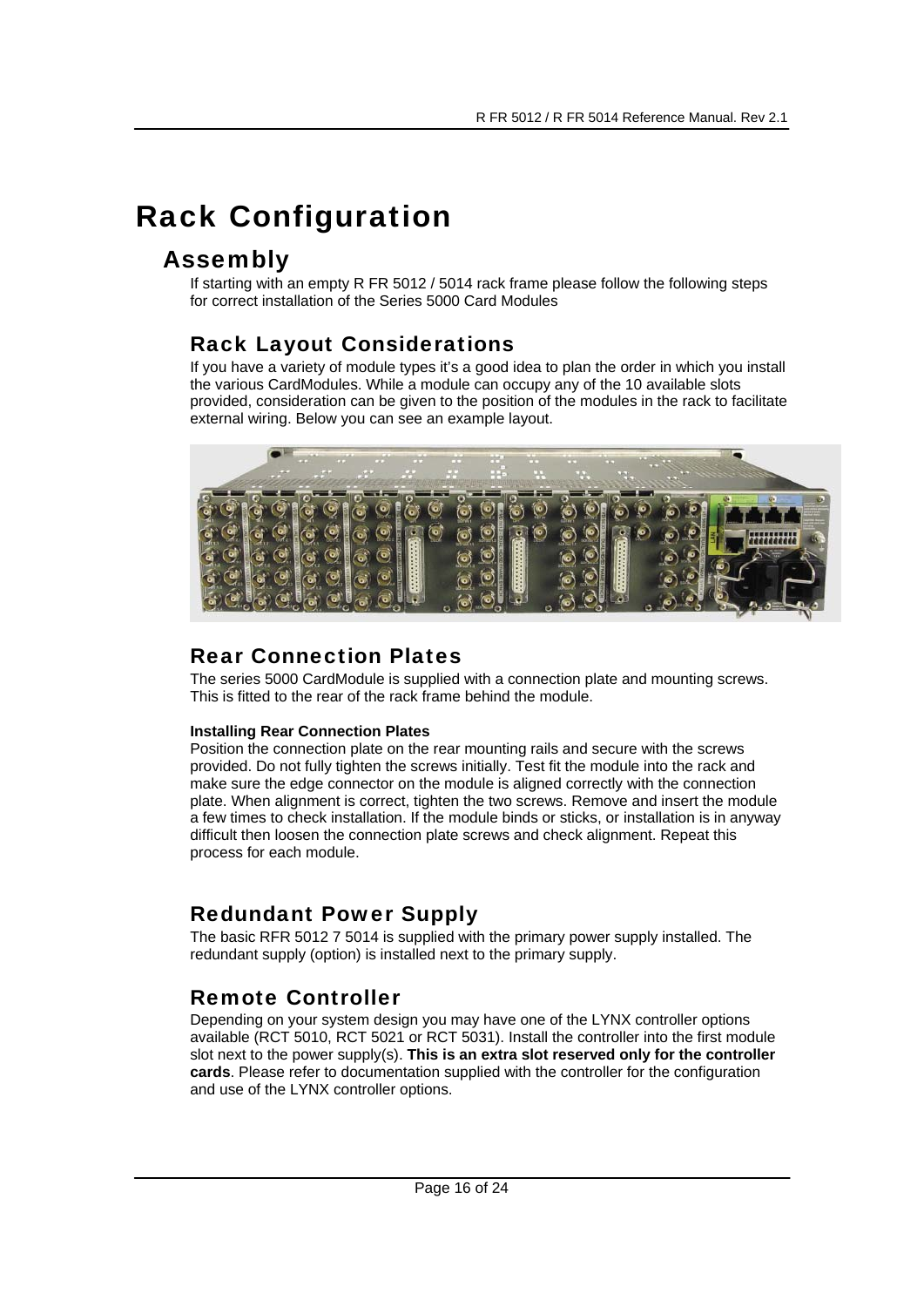# Rack Configuration

## Assembly

If starting with an empty R FR 5012 / 5014 rack frame please follow the following steps for correct installation of the Series 5000 Card Modules

### Rack Layout Considerations

If you have a variety of module types it's a good idea to plan the order in which you install the various CardModules. While a module can occupy any of the 10 available slots provided, consideration can be given to the position of the modules in the rack to facilitate external wiring. Below you can see an example layout.

### Rear Connection Plates

The series 5000 CardModule is supplied with a connection plate and mounting screws. This is fitted to the rear of the rack frame behind the module.

**Installing Rear Connection Plates**

Position the connection plate on the rear mounting rails and secure with the screws provided. Do not fully tighten the screws initially. Test fit the module into the rack and make sure the edge connector on the module is aligned correctly with the connection plate. When alignment is correct, tighten the two screws. Remove and insert the module a few times to check installation. If the module binds or sticks, or installation is in anyway difficult then loosen the connection plate screws and check alignment. Repeat this process for each module.

### Redundant Power Supply

The basic RFR 5012 7 5014 is supplied with the primary power supply installed. The redundant supply (option) is installed next to the primary supply.

### Remote Controller

Depending on your system design you may have one of the LYNX controller options available (RCT 5010, RCT 5021 or RCT 5031). Install the controller into the first module slot next to the power supply(s). **This is an extra slot reserved only for the controller cards**. Please refer to documentation supplied with the controller for the configuration and use of the LYNX controller options.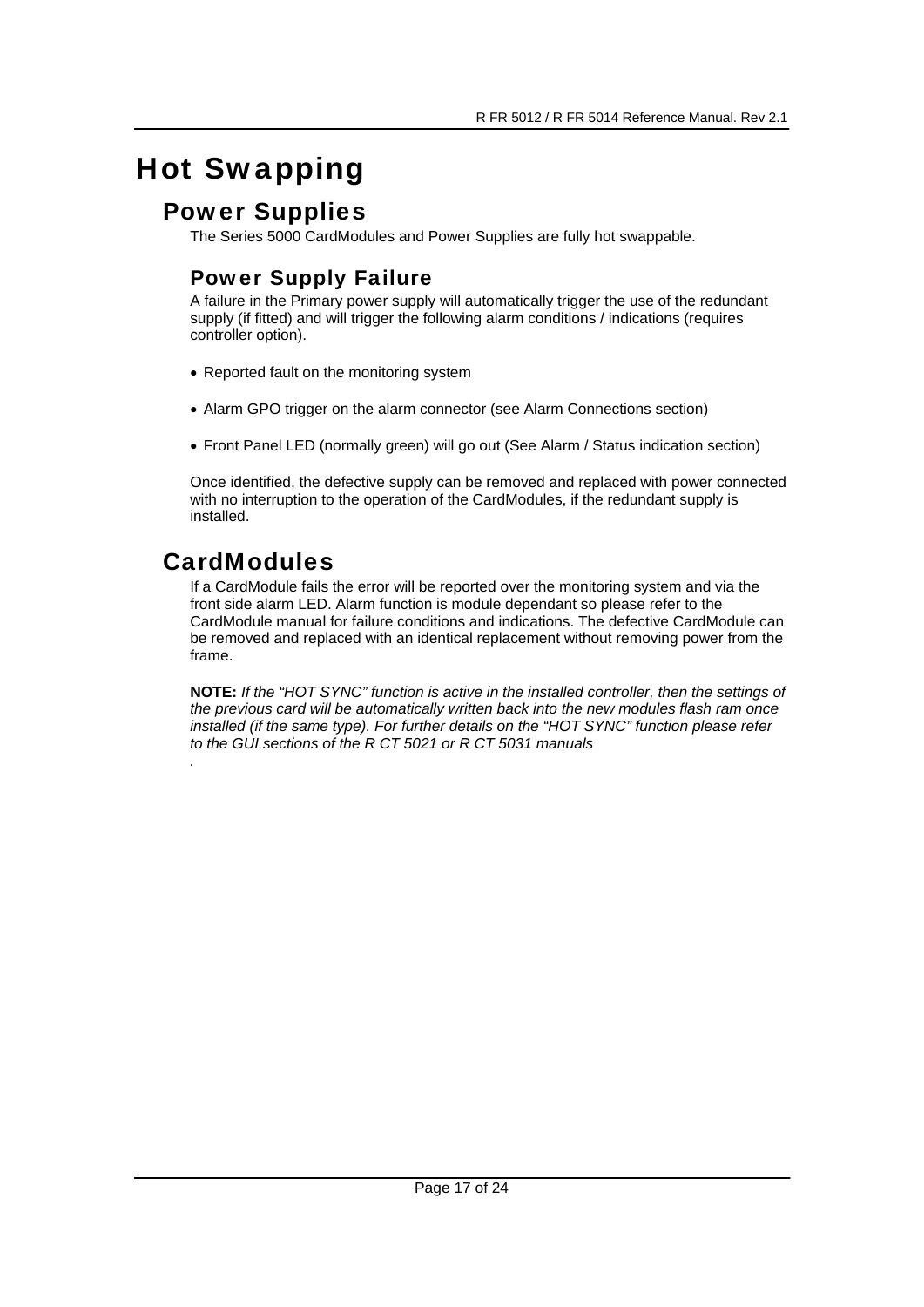# Hot Swapping

## Power Supplies

The Series 5000 CardModules and Power Supplies are fully hot swappable.

### Power Supply Failure

A failure in the Primary power supply will automatically trigger the use of the redundant supply (if fitted) and will trigger the following alarm conditions / indications (requires controller option).

- Reported fault on the monitoring system
- Alarm GPO trigger on the alarm connector (see Alarm Connections section)
- Front Panel LED (normally green) will go out (See Alarm / Status indication section)

Once identified, the defective supply can be removed and replaced with power connected with no interruption to the operation of the CardModules, if the redundant supply is installed.

## CardModules

If a CardModule fails the error will be reported over the monitoring system and via the front side alarm LED. Alarm function is module dependant so please refer to the CardModule manual for failure conditions and indications. The defective CardModule can be removed and replaced with an identical replacement without removing power from the frame.

**NOTE:** *If the "HOT SYNC" function is active in the installed controller, then the settings of the previous card will be automatically written back into the new modules flash ram once installed (if the same type). For further details on the "HOT SYNC" function please refer to the GUI sections of the R CT 5021 or R CT 5031 manuals*

.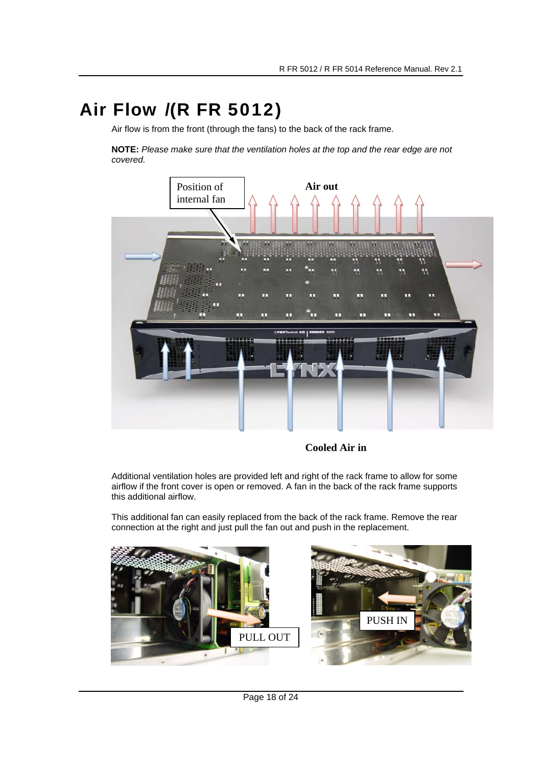# Air Flow /(R FR 5012)

Air flow is from the front (through the fans) to the back of the rack frame.

**NOTE:** *Please make sure that the ventilation holes at the top and the rear edge are not covered.*

Position of internal fan

**Air out**

**Cooled Air in**

Additional ventilation holes are provided left and right of the rack frame to allow for some airflow if the front cover is open or removed. A fan in the back of the rack frame supports this additional airflow.

This additional fan can easily replaced from the back of the rack frame. Remove the rear connection at the right and just pull the fan out and push in the replacement.

PULL OUT

PUSH IN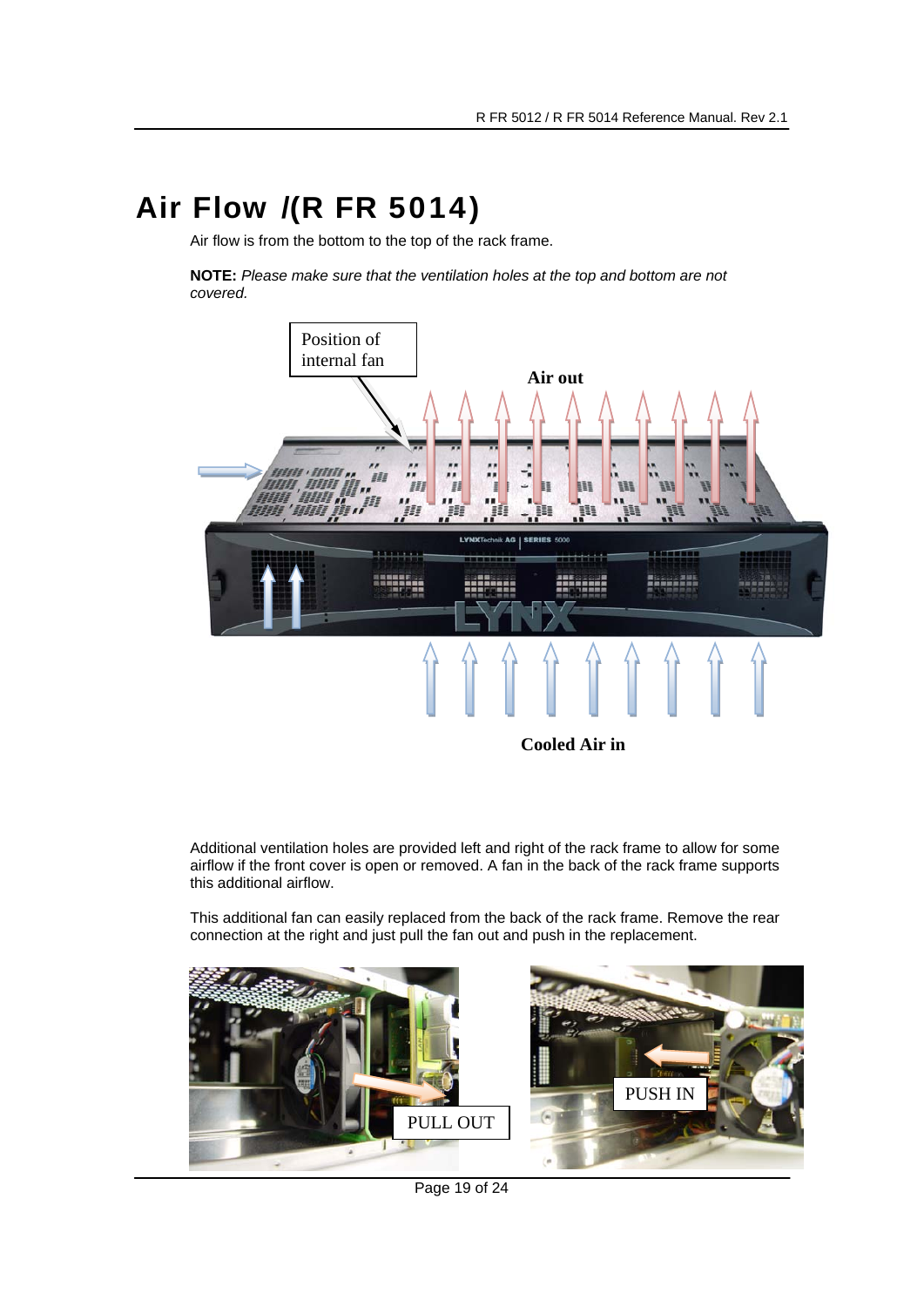# Air Flow /(R FR 5014)

Air flow is from the bottom to the top of the rack frame.

**NOTE:** *Please make sure that the ventilation holes at the top and bottom are not covered.*

Additional ventilation holes are provided left and right of the rack frame to allow for some airflow if the front cover is open or removed. A fan in the back of the rack frame supports this additional airflow.

This additional fan can easily replaced from the back of the rack frame. Remove the rear connection at the right and just pull the fan out and push in the replacement.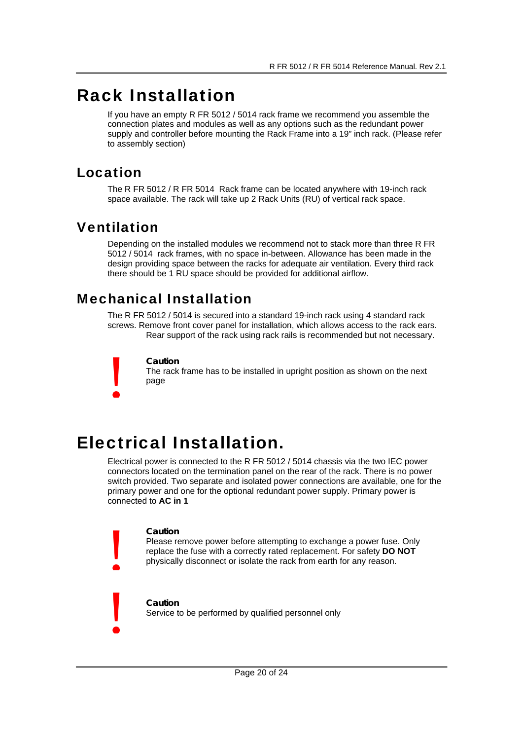# Rack Installation

If you have an empty R FR 5012 / 5014 rack frame we recommend you assemble the connection plates and modules as well as any options such as the redundant power supply and controller before mounting the Rack Frame into a 19" inch rack. (Please refer to assembly section)

## Location

The R FR 5012 / R FR 5014 Rack frame can be located anywhere with 19-inch rack space available. The rack will take up 2 Rack Units (RU) of vertical rack space.

## Ventilation

Depending on the installed modules we recommend not to stack more than three R FR 5012 / 5014 rack frames, with no space in-between. Allowance has been made in the design providing space between the racks for adequate air ventilation. Every third rack there should be 1 RU space should be provided for additional airflow.

## Mechanical Installation

The R FR 5012 / 5014 is secured into a standard 19-inch rack using 4 standard rack screws. Remove front cover panel for installation, which allows access to the rack ears. Rear support of the rack using rack rails is recommended but not necessary.

**!**

**Caution**

The rack frame has to be installed in upright position as shown on the next page

# Electrical Installation.

Electrical power is connected to the R FR 5012 / 5014 chassis via the two IEC power connectors located on the termination panel on the rear of the rack. There is no power switch provided. Two separate and isolated power connections are available, one for the primary power and one for the optional redundant power supply. Primary power is connected to **AC in 1**

**!**

**Caution**

Please remove power before attempting to exchange a power fuse. Only replace the fuse with a correctly rated replacement. For safety **DO NOT** physically disconnect or isolate the rack from earth for any reason.

**!**

**Caution**

Service to be performed by qualified personnel only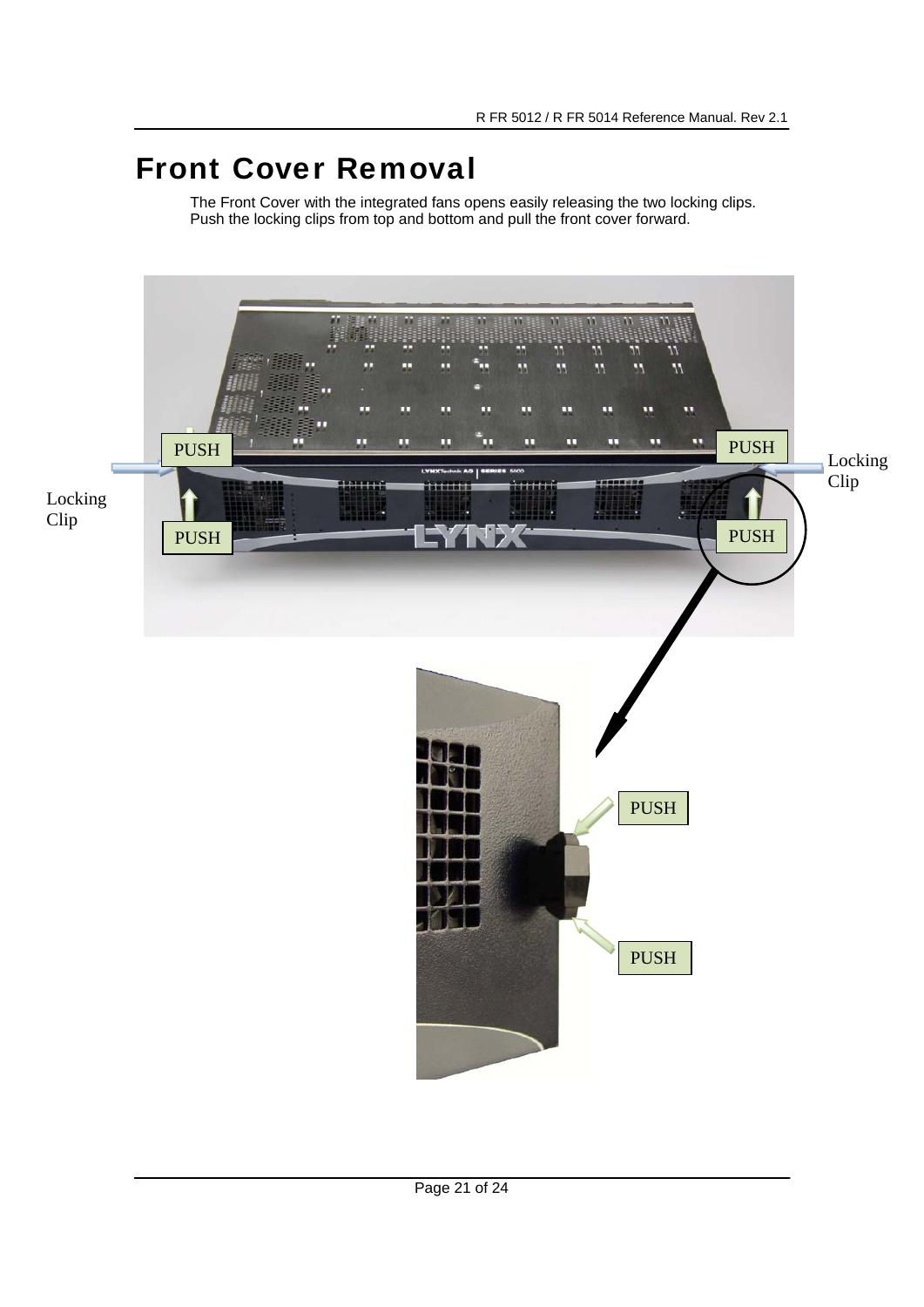# Front Cover Removal

The Front Cover with the integrated fans opens easily releasing the two locking clips. Push the locking clips from top and bottom and pull the front cover forward.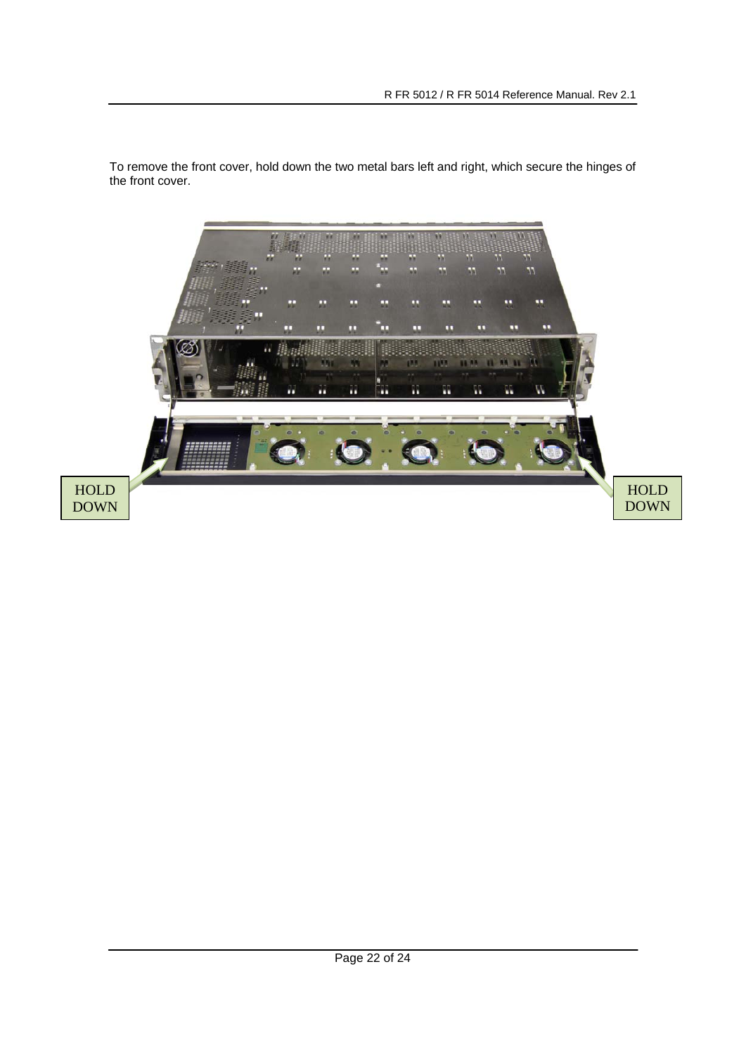To remove the front cover, hold down the two metal bars left and right, which secure the hinges of the front cover.

HOLD DOWN

HOLD DOWN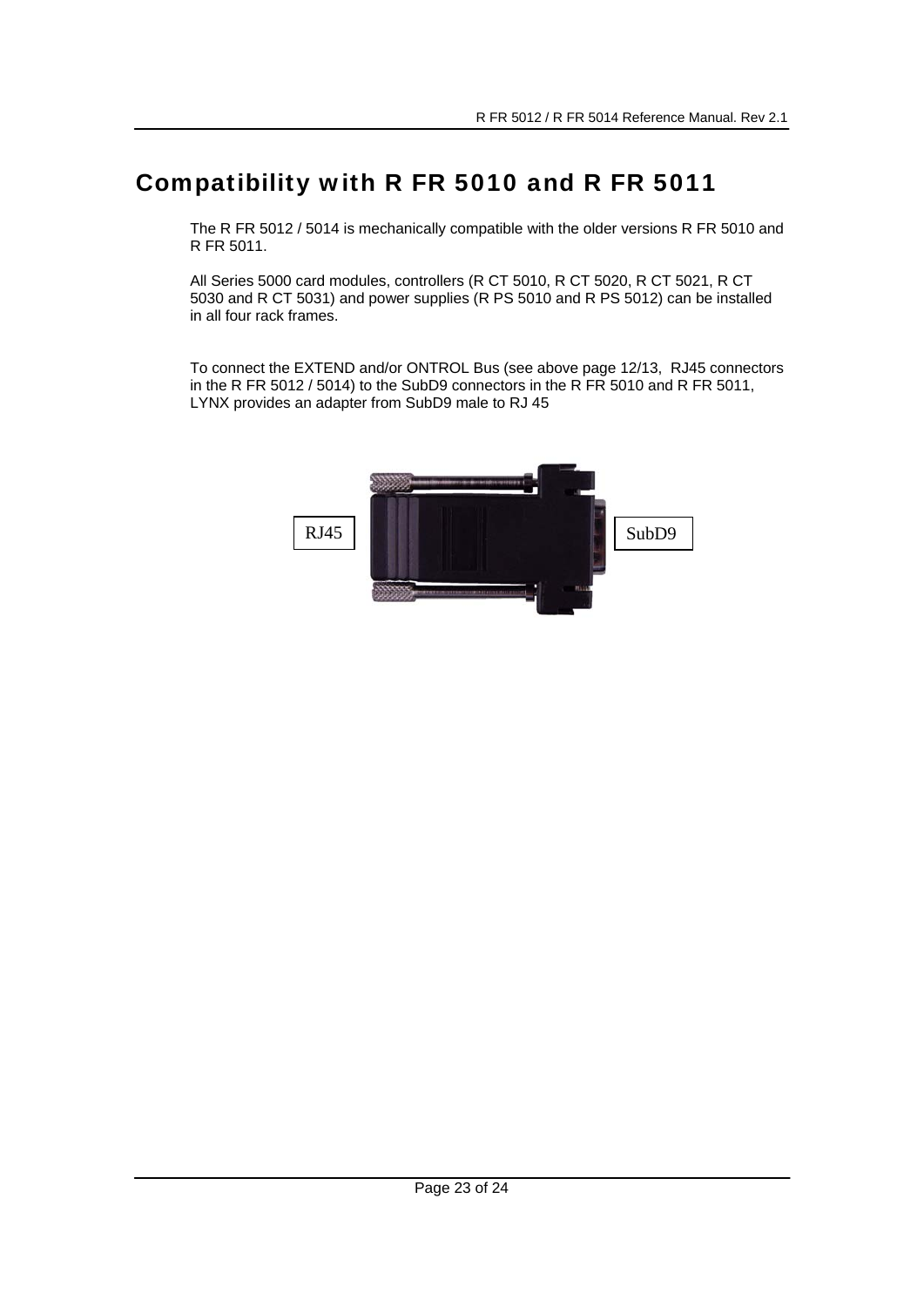# Compatibility with R FR 5010 and R FR 5011

The R FR 5012 / 5014 is mechanically compatible with the older versions R FR 5010 and R FR 5011.

All Series 5000 card modules, controllers (R CT 5010, R CT 5020, R CT 5021, R CT 5030 and R CT 5031) and power supplies (R PS 5010 and R PS 5012) can be installed in all four rack frames.

To connect the EXTEND and/or ONTROL Bus (see above page 12/13, RJ45 connectors in the R FR 5012 / 5014) to the SubD9 connectors in the R FR 5010 and R FR 5011, LYNX provides an adapter from SubD9 male to RJ 45

RJ45

SubD9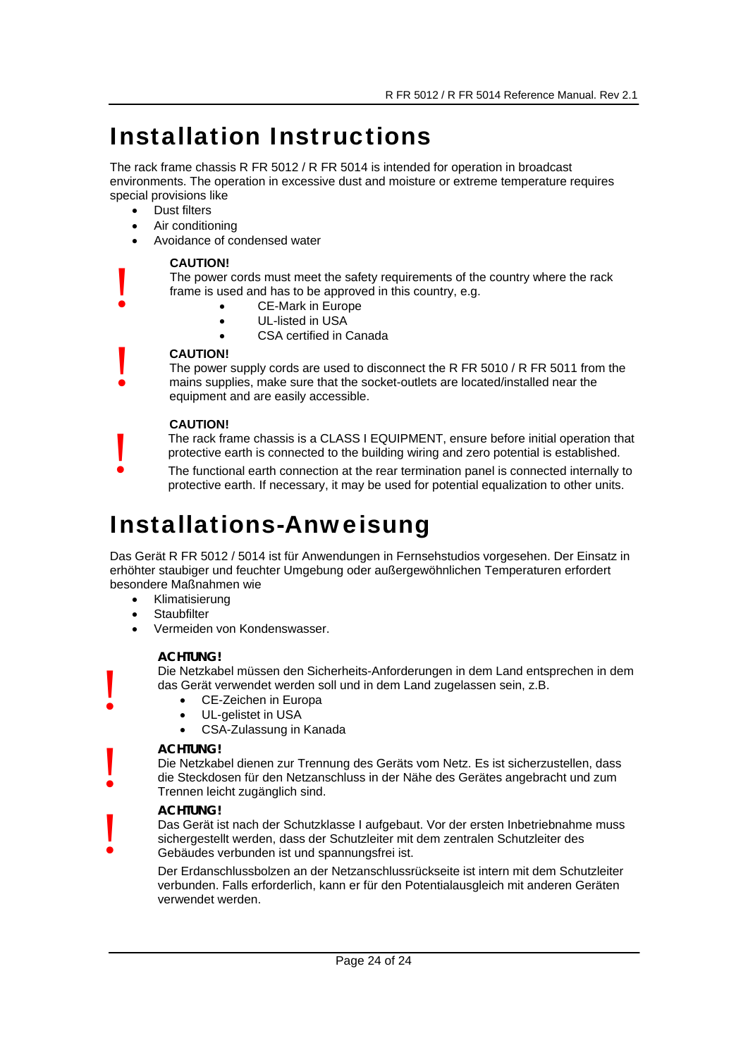# Installation Instructions

The rack frame chassis R FR 5012 / R FR 5014 is intended for operation in broadcast environments. The operation in excessive dust and moisture or extreme temperature requires special provisions like

- Dust filters
- Air conditioning
- Avoidance of condensed water

**CAUTION!**
The power cords must meet the safety requirements of the country where the rack frame is used and has to be approved in this country, e.g.

- CE-Mark in Europe
- UL-listed in USA
- CSA certified in Canada

**CAUTION!**
The power supply cords are used to disconnect the R FR 5010 / R FR 5011 from the mains supplies, make sure that the socket-outlets are located/installed near the equipment and are easily accessible.

**CAUTION!**
The rack frame chassis is a CLASS I EQUIPMENT, ensure before initial operation that protective earth is connected to the building wiring and zero potential is established.

The functional earth connection at the rear termination panel is connected internally to protective earth. If necessary, it may be used for potential equalization to other units.

# Installations-Anweisung

Das Gerät R FR 5012 / 5014 ist für Anwendungen in Fernsehstudios vorgesehen. Der Einsatz in erhöhter staubiger und feuchter Umgebung oder außergewöhnlichen Temperaturen erfordert besondere Maßnahmen wie

- Klimatisierung
- Staubfilter
- Vermeiden von Kondenswasser.

**ACHTUNG!**
Die Netzkabel müssen den Sicherheits-Anforderungen in dem Land entsprechen in dem das Gerät verwendet werden soll und in dem Land zugelassen sein, z.B.

- CE-Zeichen in Europa
- UL-gelistet in USA
- CSA-Zulassung in Kanada

**ACHTUNG!**
Die Netzkabel dienen zur Trennung des Geräts vom Netz. Es ist sicherzustellen, dass die Steckdosen für den Netzanschluss in der Nähe des Gerätes angebracht und zum Trennen leicht zugänglich sind.

**ACHTUNG!**
Das Gerät ist nach der Schutzklasse I aufgebaut. Vor der ersten Inbetriebnahme muss sichergestellt werden, dass der Schutzleiter mit dem zentralen Schutzleiter des Gebäudes verbunden ist und spannungsfrei ist.

Der Erdanschlussbolzen an der Netzanschlussrückseite ist intern mit dem Schutzleiter verbunden. Falls erforderlich, kann er für den Potentialausgleich mit anderen Geräten verwendet werden.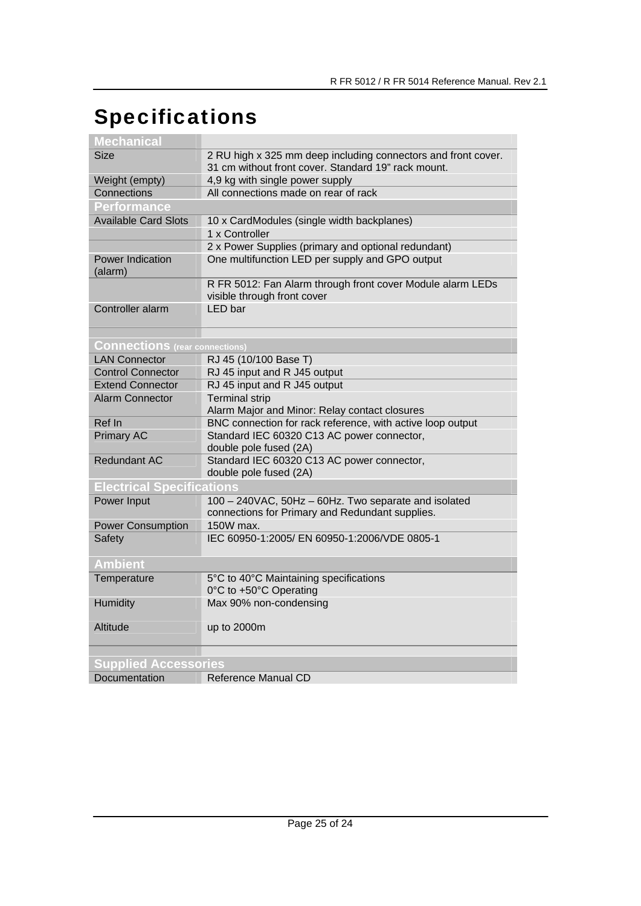# Specifications

| Mechanical | |
|---|---|
| Size | 2 RU high x 325 mm deep including connectors and front cover. 31 cm without front cover. Standard 19" rack mount. |
| Weight (empty) | 4,9 kg with single power supply |
| Connections | All connections made on rear of rack |
| **Performance** | |
| Available Card Slots | 10 x CardModules (single width backplanes) |
| | 1 x Controller |
| | 2 x Power Supplies (primary and optional redundant) |
| Power Indication (alarm) | One multifunction LED per supply and GPO output |
| | R FR 5012: Fan Alarm through front cover Module alarm LEDs visible through front cover |
| Controller alarm | LED bar |
| | |
| **Connections** (rear connections) | |
| LAN Connector | RJ 45 (10/100 Base T) |
| Control Connector | RJ 45 input and R J45 output |
| Extend Connector | RJ 45 input and R J45 output |
| Alarm Connector | Terminal strip<br>Alarm Major and Minor: Relay contact closures |
| Ref In | BNC connection for rack reference, with active loop output |
| Primary AC | Standard IEC 60320 C13 AC power connector,<br>double pole fused (2A) |
| Redundant AC | Standard IEC 60320 C13 AC power connector,<br>double pole fused (2A) |
| **Electrical Specifications** | |
| Power Input | 100 – 240VAC, 50Hz – 60Hz. Two separate and isolated connections for Primary and Redundant supplies. |
| Power Consumption | 150W max. |
| Safety | IEC 60950-1:2005/ EN 60950-1:2006/VDE 0805-1 |
| **Ambient** | |
| Temperature | 5°C to 40°C Maintaining specifications<br>0°C to +50°C Operating |
| Humidity | Max 90% non-condensing |
| Altitude | up to 2000m |
| | |
| **Supplied Accessories** | |
| Documentation | Reference Manual CD |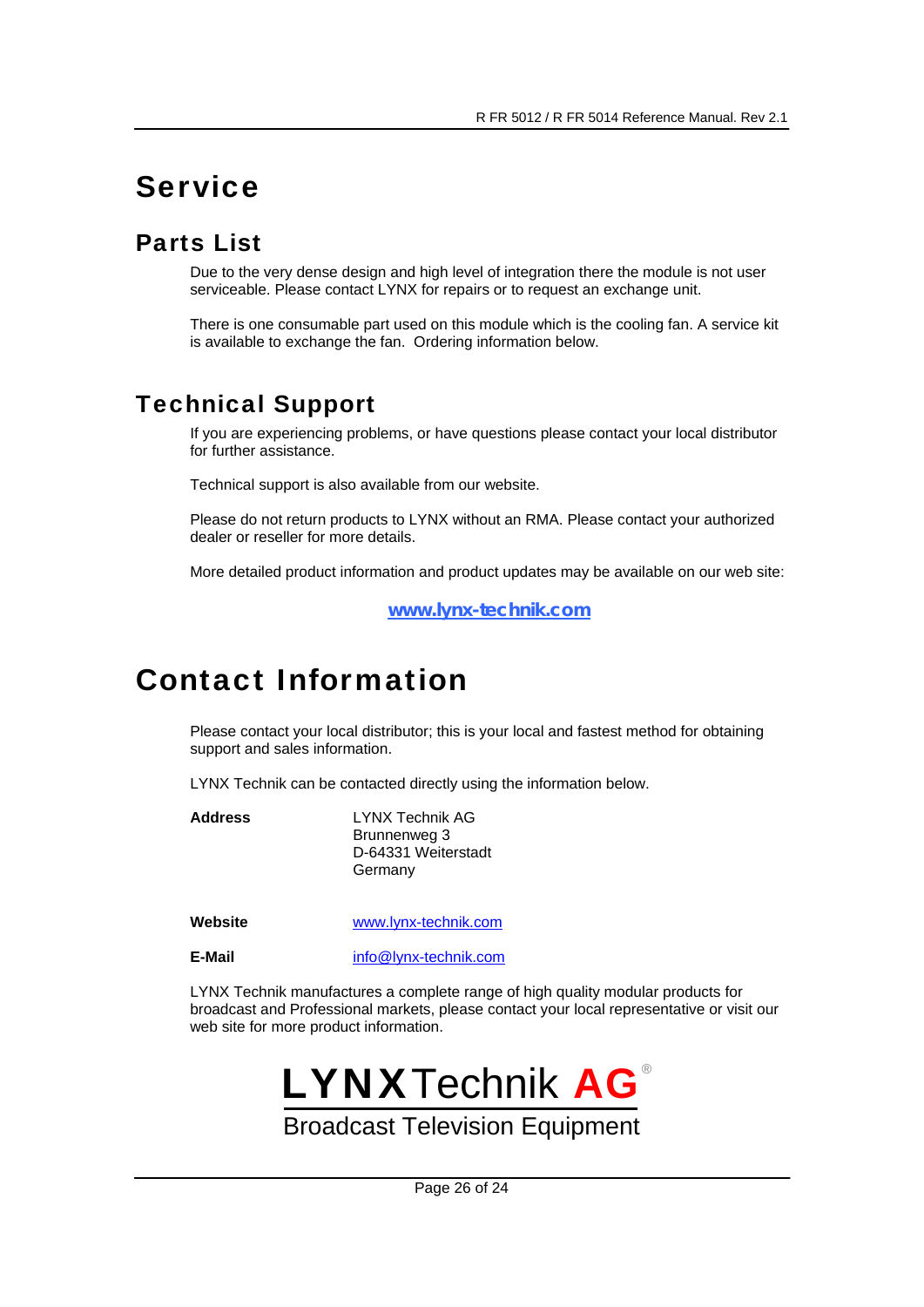# Service

## Parts List

Due to the very dense design and high level of integration there the module is not user serviceable. Please contact LYNX for repairs or to request an exchange unit.

There is one consumable part used on this module which is the cooling fan. A service kit is available to exchange the fan.  Ordering information below.

## Technical Support

If you are experiencing problems, or have questions please contact your local distributor for further assistance.

Technical support is also available from our website.

Please do not return products to LYNX without an RMA. Please contact your authorized dealer or reseller for more details.

More detailed product information and product updates may be available on our web site:

**www.lynx-technik.com**

# Contact Information

Please contact your local distributor; this is your local and fastest method for obtaining support and sales information.

LYNX Technik can be contacted directly using the information below.

| | |
|---|---|
| **Address** | LYNX Technik AG<br>Brunnenweg 3<br>D-64331 Weiterstadt<br>Germany |
| **Website** | www.lynx-technik.com |
| **E-Mail** | info@lynx-technik.com |

LYNX Technik manufactures a complete range of high quality modular products for broadcast and Professional markets, please contact your local representative or visit our web site for more product information.

**LYNX**Technik **AG**®

Broadcast Television Equipment